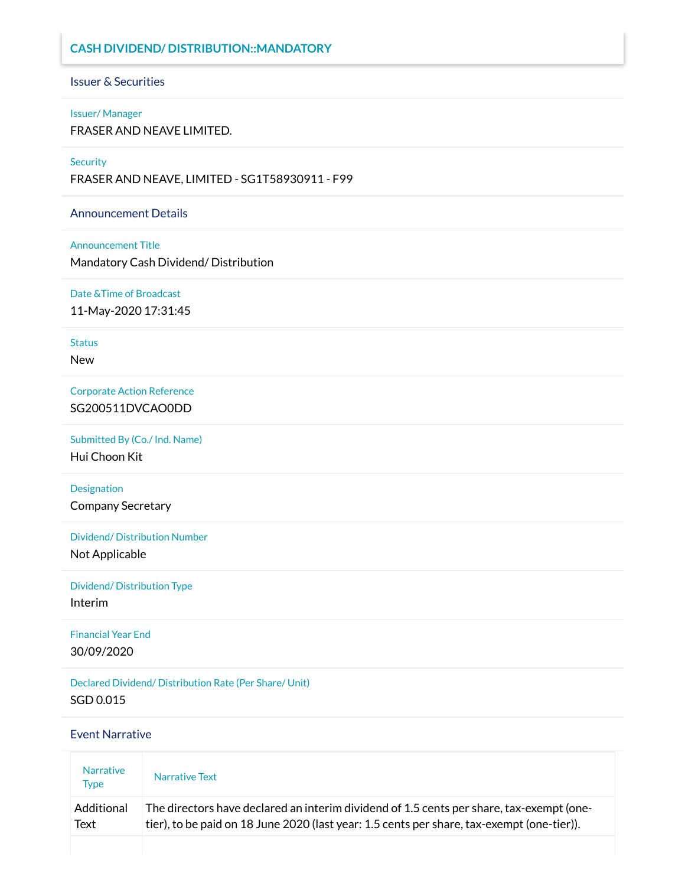# CASH DIVIDEND/ DISTRIBUTION::MANDATORY

## Issuer & Securities

**Issuer/ Manager**

FRASER AND NEAVE LIMITED.

**Security**

FRASER AND NEAVE, LIMITED - SG1T58930911 - F99

## Announcement Details

**Announcement Title**

Mandatory Cash Dividend/ Distribution

**Date &Time of Broadcast**

11-May-2020 17:31:45

**Status**

New

**Corporate Action Reference**

SG200511DVCAO0DD

**Submitted By (Co./ Ind. Name)**

Hui Choon Kit

**Designation**

Company Secretary

**Dividend/ Distribution Number**

Not Applicable

**Dividend/ Distribution Type**

Interim

**Financial Year End**

30/09/2020

**Declared Dividend/ Distribution Rate (Per Share/ Unit)**

SGD 0.015

## Event Narrative

| Narrative Type | Narrative Text |
| --- | --- |
| Additional Text | The directors have declared an interim dividend of 1.5 cents per share, tax-exempt (one-tier), to be paid on 18 June 2020 (last year: 1.5 cents per share, tax-exempt (one-tier)). |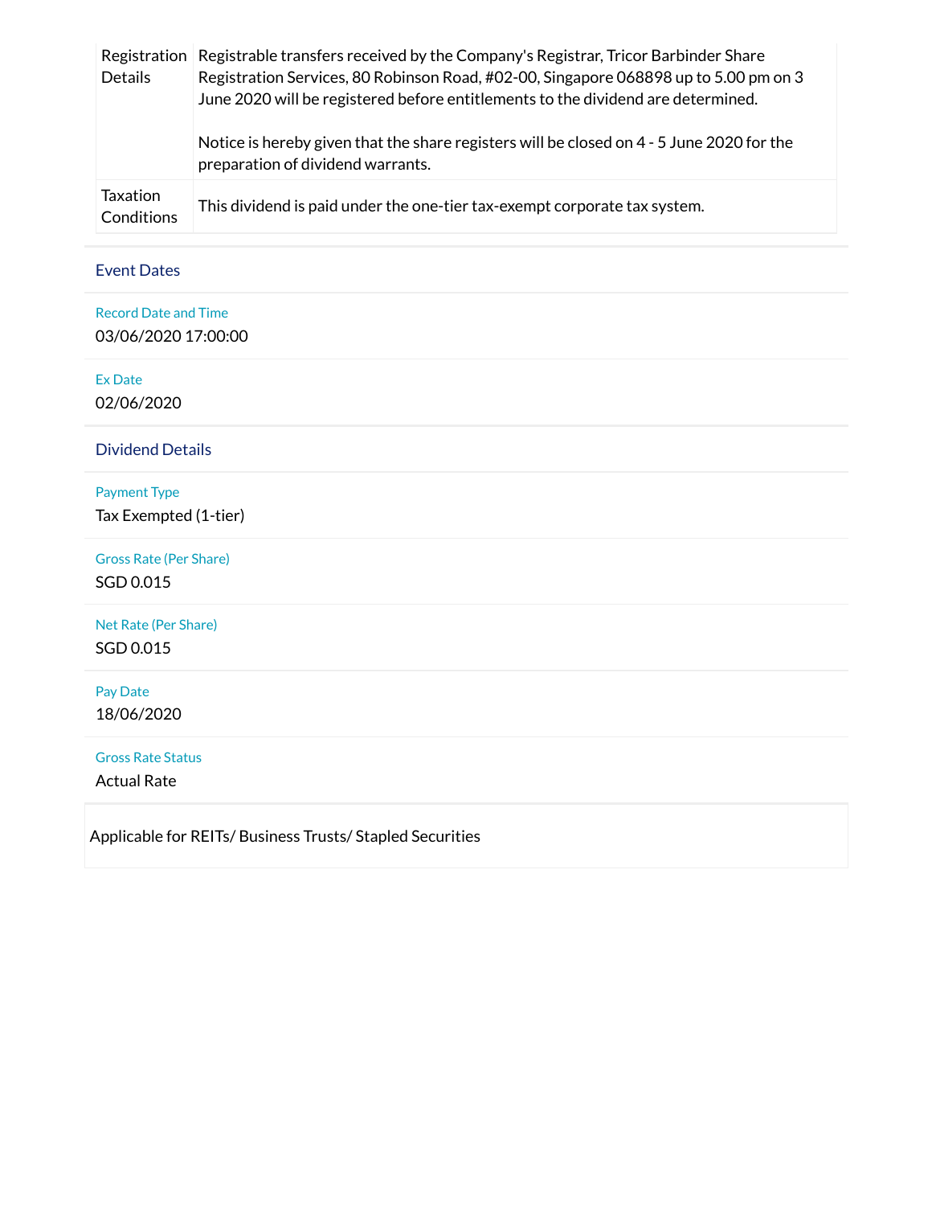| | |
|---|---|
| Registration Details | Registrable transfers received by the Company's Registrar, Tricor Barbinder Share Registration Services, 80 Robinson Road, #02-00, Singapore 068898 up to 5.00 pm on 3 June 2020 will be registered before entitlements to the dividend are determined.<br><br>Notice is hereby given that the share registers will be closed on 4 - 5 June 2020 for the preparation of dividend warrants. |
| Taxation Conditions | This dividend is paid under the one-tier tax-exempt corporate tax system. |

## Event Dates

Record Date and Time

03/06/2020 17:00:00

Ex Date

02/06/2020

## Dividend Details

Payment Type

Tax Exempted (1-tier)

Gross Rate (Per Share)

SGD 0.015

Net Rate (Per Share)

SGD 0.015

Pay Date

18/06/2020

Gross Rate Status

Actual Rate

Applicable for REITs/ Business Trusts/ Stapled Securities